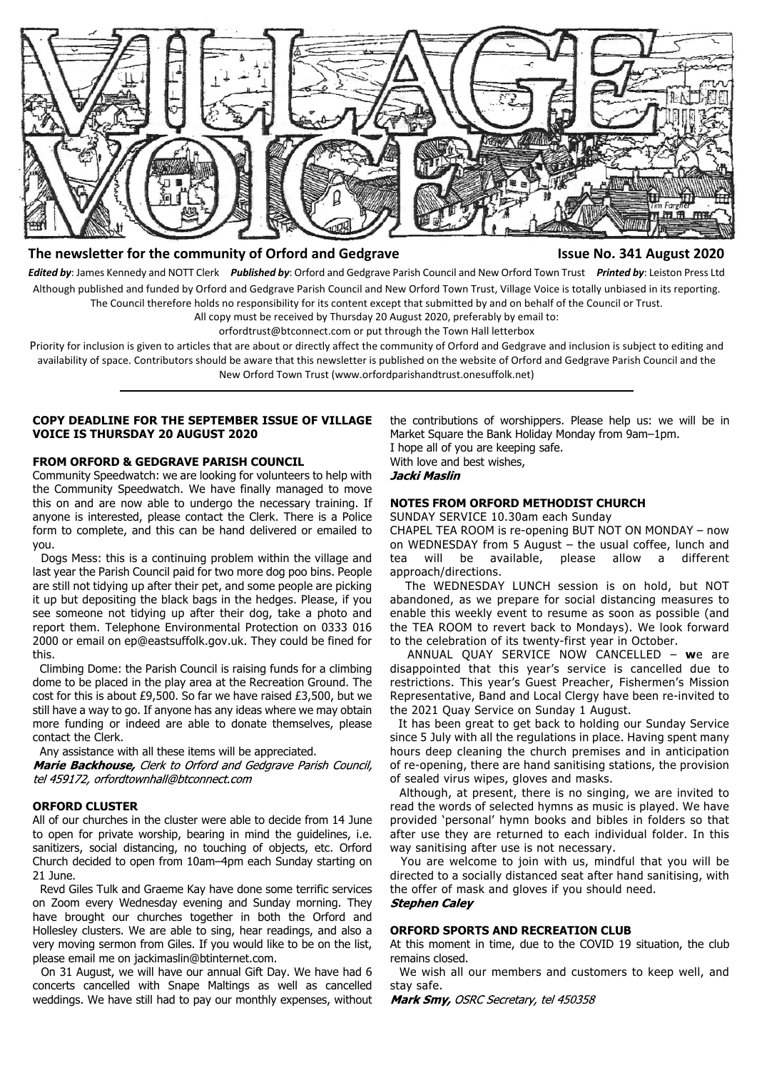# VILLAGE VOICE

**The newsletter for the community of Orford and Gedgrave** **Issue No. 341 August 2020**

***Edited by***: James Kennedy and NOTT Clerk ***Published by***: Orford and Gedgrave Parish Council and New Orford Town Trust ***Printed by***: Leiston Press Ltd

Although published and funded by Orford and Gedgrave Parish Council and New Orford Town Trust, Village Voice is totally unbiased in its reporting. The Council therefore holds no responsibility for its content except that submitted by and on behalf of the Council or Trust.

All copy must be received by Thursday 20 August 2020, preferably by email to: orfordtrust@btconnect.com or put through the Town Hall letterbox

Priority for inclusion is given to articles that are about or directly affect the community of Orford and Gedgrave and inclusion is subject to editing and availability of space. Contributors should be aware that this newsletter is published on the website of Orford and Gedgrave Parish Council and the New Orford Town Trust (www.orfordparishandtrust.onesuffolk.net)

---

**COPY DEADLINE FOR THE SEPTEMBER ISSUE OF VILLAGE VOICE IS THURSDAY 20 AUGUST 2020**

### FROM ORFORD & GEDGRAVE PARISH COUNCIL

Community Speedwatch: we are looking for volunteers to help with the Community Speedwatch. We have finally managed to move this on and are now able to undergo the necessary training. If anyone is interested, please contact the Clerk. There is a Police form to complete, and this can be hand delivered or emailed to you.

Dogs Mess: this is a continuing problem within the village and last year the Parish Council paid for two more dog poo bins. People are still not tidying up after their pet, and some people are picking it up but depositing the black bags in the hedges. Please, if you see someone not tidying up after their dog, take a photo and report them. Telephone Environmental Protection on 0333 016 2000 or email on ep@eastsuffolk.gov.uk. They could be fined for this.

Climbing Dome: the Parish Council is raising funds for a climbing dome to be placed in the play area at the Recreation Ground. The cost for this is about £9,500. So far we have raised £3,500, but we still have a way to go. If anyone has any ideas where we may obtain more funding or indeed are able to donate themselves, please contact the Clerk.

Any assistance with all these items will be appreciated.

***Marie Backhouse,*** *Clerk to Orford and Gedgrave Parish Council, tel 459172, orfordtownhall@btconnect.com*

### ORFORD CLUSTER

All of our churches in the cluster were able to decide from 14 June to open for private worship, bearing in mind the guidelines, i.e. sanitizers, social distancing, no touching of objects, etc. Orford Church decided to open from 10am–4pm each Sunday starting on 21 June.

Revd Giles Tulk and Graeme Kay have done some terrific services on Zoom every Wednesday evening and Sunday morning. They have brought our churches together in both the Orford and Hollesley clusters. We are able to sing, hear readings, and also a very moving sermon from Giles. If you would like to be on the list, please email me on jackimaslin@btinternet.com.

On 31 August, we will have our annual Gift Day. We have had 6 concerts cancelled with Snape Maltings as well as cancelled weddings. We have still had to pay our monthly expenses, without the contributions of worshippers. Please help us: we will be in Market Square the Bank Holiday Monday from 9am–1pm.

I hope all of you are keeping safe.

With love and best wishes,

***Jacki Maslin***

### NOTES FROM ORFORD METHODIST CHURCH

SUNDAY SERVICE 10.30am each Sunday

CHAPEL TEA ROOM is re-opening BUT NOT ON MONDAY – now on WEDNESDAY from 5 August – the usual coffee, lunch and tea will be available, please allow a different approach/directions.

The WEDNESDAY LUNCH session is on hold, but NOT abandoned, as we prepare for social distancing measures to enable this weekly event to resume as soon as possible (and the TEA ROOM to revert back to Mondays). We look forward to the celebration of its twenty-first year in October.

ANNUAL QUAY SERVICE NOW CANCELLED – **w**e are disappointed that this year's service is cancelled due to restrictions. This year's Guest Preacher, Fishermen's Mission Representative, Band and Local Clergy have been re-invited to the 2021 Quay Service on Sunday 1 August.

It has been great to get back to holding our Sunday Service since 5 July with all the regulations in place. Having spent many hours deep cleaning the church premises and in anticipation of re-opening, there are hand sanitising stations, the provision of sealed virus wipes, gloves and masks.

Although, at present, there is no singing, we are invited to read the words of selected hymns as music is played. We have provided 'personal' hymn books and bibles in folders so that after use they are returned to each individual folder. In this way sanitising after use is not necessary.

You are welcome to join with us, mindful that you will be directed to a socially distanced seat after hand sanitising, with the offer of mask and gloves if you should need.

***Stephen Caley***

### ORFORD SPORTS AND RECREATION CLUB

At this moment in time, due to the COVID 19 situation, the club remains closed.

We wish all our members and customers to keep well, and stay safe.

***Mark Smy,*** *OSRC Secretary, tel 450358*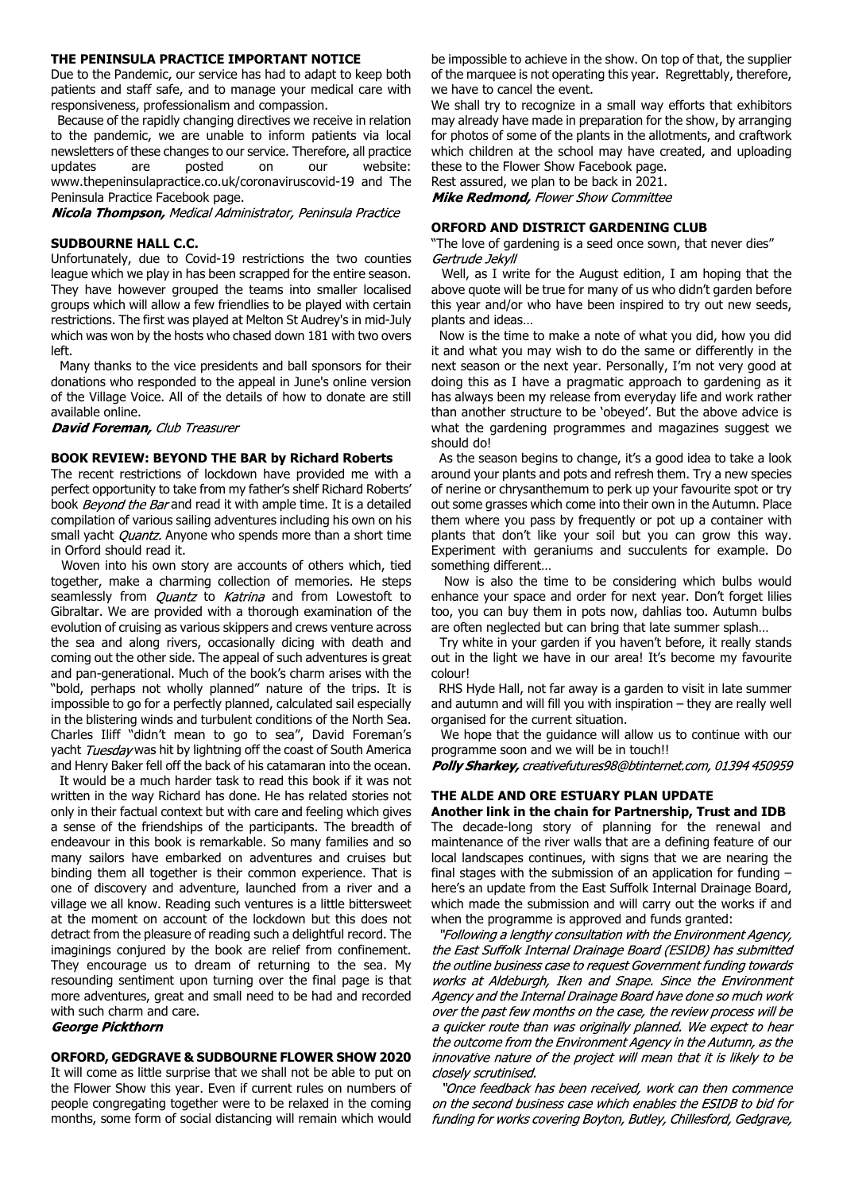## THE PENINSULA PRACTICE IMPORTANT NOTICE

Due to the Pandemic, our service has had to adapt to keep both patients and staff safe, and to manage your medical care with responsiveness, professionalism and compassion.

Because of the rapidly changing directives we receive in relation to the pandemic, we are unable to inform patients via local newsletters of these changes to our service. Therefore, all practice updates are posted on our website: www.thepeninsulapractice.co.uk/coronaviruscovid-19 and The Peninsula Practice Facebook page.

***Nicola Thompson,*** *Medical Administrator, Peninsula Practice*

## SUDBOURNE HALL C.C.

Unfortunately, due to Covid-19 restrictions the two counties league which we play in has been scrapped for the entire season. They have however grouped the teams into smaller localised groups which will allow a few friendlies to be played with certain restrictions. The first was played at Melton St Audrey's in mid-July which was won by the hosts who chased down 181 with two overs left.

Many thanks to the vice presidents and ball sponsors for their donations who responded to the appeal in June's online version of the Village Voice. All of the details of how to donate are still available online.

***David Foreman,*** *Club Treasurer*

## BOOK REVIEW: BEYOND THE BAR by Richard Roberts

The recent restrictions of lockdown have provided me with a perfect opportunity to take from my father's shelf Richard Roberts' book *Beyond the Bar* and read it with ample time. It is a detailed compilation of various sailing adventures including his own on his small yacht *Quantz.* Anyone who spends more than a short time in Orford should read it.

Woven into his own story are accounts of others which, tied together, make a charming collection of memories. He steps seamlessly from *Quantz* to *Katrina* and from Lowestoft to Gibraltar. We are provided with a thorough examination of the evolution of cruising as various skippers and crews venture across the sea and along rivers, occasionally dicing with death and coming out the other side. The appeal of such adventures is great and pan-generational. Much of the book's charm arises with the "bold, perhaps not wholly planned" nature of the trips. It is impossible to go for a perfectly planned, calculated sail especially in the blistering winds and turbulent conditions of the North Sea. Charles Iliff "didn't mean to go to sea", David Foreman's yacht *Tuesday* was hit by lightning off the coast of South America and Henry Baker fell off the back of his catamaran into the ocean.

It would be a much harder task to read this book if it was not written in the way Richard has done. He has related stories not only in their factual context but with care and feeling which gives a sense of the friendships of the participants. The breadth of endeavour in this book is remarkable. So many families and so many sailors have embarked on adventures and cruises but binding them all together is their common experience. That is one of discovery and adventure, launched from a river and a village we all know. Reading such ventures is a little bittersweet at the moment on account of the lockdown but this does not detract from the pleasure of reading such a delightful record. The imaginings conjured by the book are relief from confinement. They encourage us to dream of returning to the sea. My resounding sentiment upon turning over the final page is that more adventures, great and small need to be had and recorded with such charm and care.

***George Pickthorn***

## ORFORD, GEDGRAVE & SUDBOURNE FLOWER SHOW 2020

It will come as little surprise that we shall not be able to put on the Flower Show this year. Even if current rules on numbers of people congregating together were to be relaxed in the coming months, some form of social distancing will remain which would be impossible to achieve in the show. On top of that, the supplier of the marquee is not operating this year. Regrettably, therefore, we have to cancel the event.

We shall try to recognize in a small way efforts that exhibitors may already have made in preparation for the show, by arranging for photos of some of the plants in the allotments, and craftwork which children at the school may have created, and uploading these to the Flower Show Facebook page.

Rest assured, we plan to be back in 2021.

***Mike Redmond,*** *Flower Show Committee*

## ORFORD AND DISTRICT GARDENING CLUB

"The love of gardening is a seed once sown, that never dies" *Gertrude Jekyll*

Well, as I write for the August edition, I am hoping that the above quote will be true for many of us who didn't garden before this year and/or who have been inspired to try out new seeds, plants and ideas…

Now is the time to make a note of what you did, how you did it and what you may wish to do the same or differently in the next season or the next year. Personally, I'm not very good at doing this as I have a pragmatic approach to gardening as it has always been my release from everyday life and work rather than another structure to be 'obeyed'. But the above advice is what the gardening programmes and magazines suggest we should do!

As the season begins to change, it's a good idea to take a look around your plants and pots and refresh them. Try a new species of nerine or chrysanthemum to perk up your favourite spot or try out some grasses which come into their own in the Autumn. Place them where you pass by frequently or pot up a container with plants that don't like your soil but you can grow this way. Experiment with geraniums and succulents for example. Do something different…

Now is also the time to be considering which bulbs would enhance your space and order for next year. Don't forget lilies too, you can buy them in pots now, dahlias too. Autumn bulbs are often neglected but can bring that late summer splash…

Try white in your garden if you haven't before, it really stands out in the light we have in our area! It's become my favourite colour!

RHS Hyde Hall, not far away is a garden to visit in late summer and autumn and will fill you with inspiration – they are really well organised for the current situation.

We hope that the guidance will allow us to continue with our programme soon and we will be in touch!!

***Polly Sharkey,*** *creativefutures98@btinternet.com, 01394 450959*

## THE ALDE AND ORE ESTUARY PLAN UPDATE

**Another link in the chain for Partnership, Trust and IDB**

The decade-long story of planning for the renewal and maintenance of the river walls that are a defining feature of our local landscapes continues, with signs that we are nearing the final stages with the submission of an application for funding – here's an update from the East Suffolk Internal Drainage Board, which made the submission and will carry out the works if and when the programme is approved and funds granted:

*"Following a lengthy consultation with the Environment Agency, the East Suffolk Internal Drainage Board (ESIDB) has submitted the outline business case to request Government funding towards works at Aldeburgh, Iken and Snape. Since the Environment Agency and the Internal Drainage Board have done so much work over the past few months on the case, the review process will be a quicker route than was originally planned. We expect to hear the outcome from the Environment Agency in the Autumn, as the innovative nature of the project will mean that it is likely to be closely scrutinised.*

*"Once feedback has been received, work can then commence on the second business case which enables the ESIDB to bid for funding for works covering Boyton, Butley, Chillesford, Gedgrave,*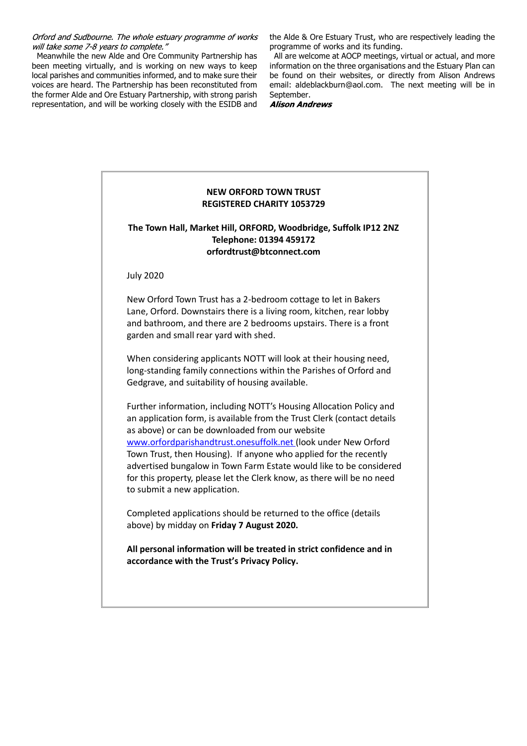*Orford and Sudbourne. The whole estuary programme of works will take some 7-8 years to complete."*

Meanwhile the new Alde and Ore Community Partnership has been meeting virtually, and is working on new ways to keep local parishes and communities informed, and to make sure their voices are heard. The Partnership has been reconstituted from the former Alde and Ore Estuary Partnership, with strong parish representation, and will be working closely with the ESIDB and the Alde & Ore Estuary Trust, who are respectively leading the programme of works and its funding.

All are welcome at AOCP meetings, virtual or actual, and more information on the three organisations and the Estuary Plan can be found on their websites, or directly from Alison Andrews email: aldeblackburn@aol.com. The next meeting will be in September.

***Alison Andrews***

---

**NEW ORFORD TOWN TRUST**
**REGISTERED CHARITY 1053729**

**The Town Hall, Market Hill, ORFORD, Woodbridge, Suffolk IP12 2NZ**
**Telephone: 01394 459172**
**orfordtrust@btconnect.com**

July 2020

New Orford Town Trust has a 2-bedroom cottage to let in Bakers Lane, Orford. Downstairs there is a living room, kitchen, rear lobby and bathroom, and there are 2 bedrooms upstairs. There is a front garden and small rear yard with shed.

When considering applicants NOTT will look at their housing need, long-standing family connections within the Parishes of Orford and Gedgrave, and suitability of housing available.

Further information, including NOTT's Housing Allocation Policy and an application form, is available from the Trust Clerk (contact details as above) or can be downloaded from our website www.orfordparishandtrust.onesuffolk.net (look under New Orford Town Trust, then Housing). If anyone who applied for the recently advertised bungalow in Town Farm Estate would like to be considered for this property, please let the Clerk know, as there will be no need to submit a new application.

Completed applications should be returned to the office (details above) by midday on **Friday 7 August 2020.**

**All personal information will be treated in strict confidence and in accordance with the Trust's Privacy Policy.**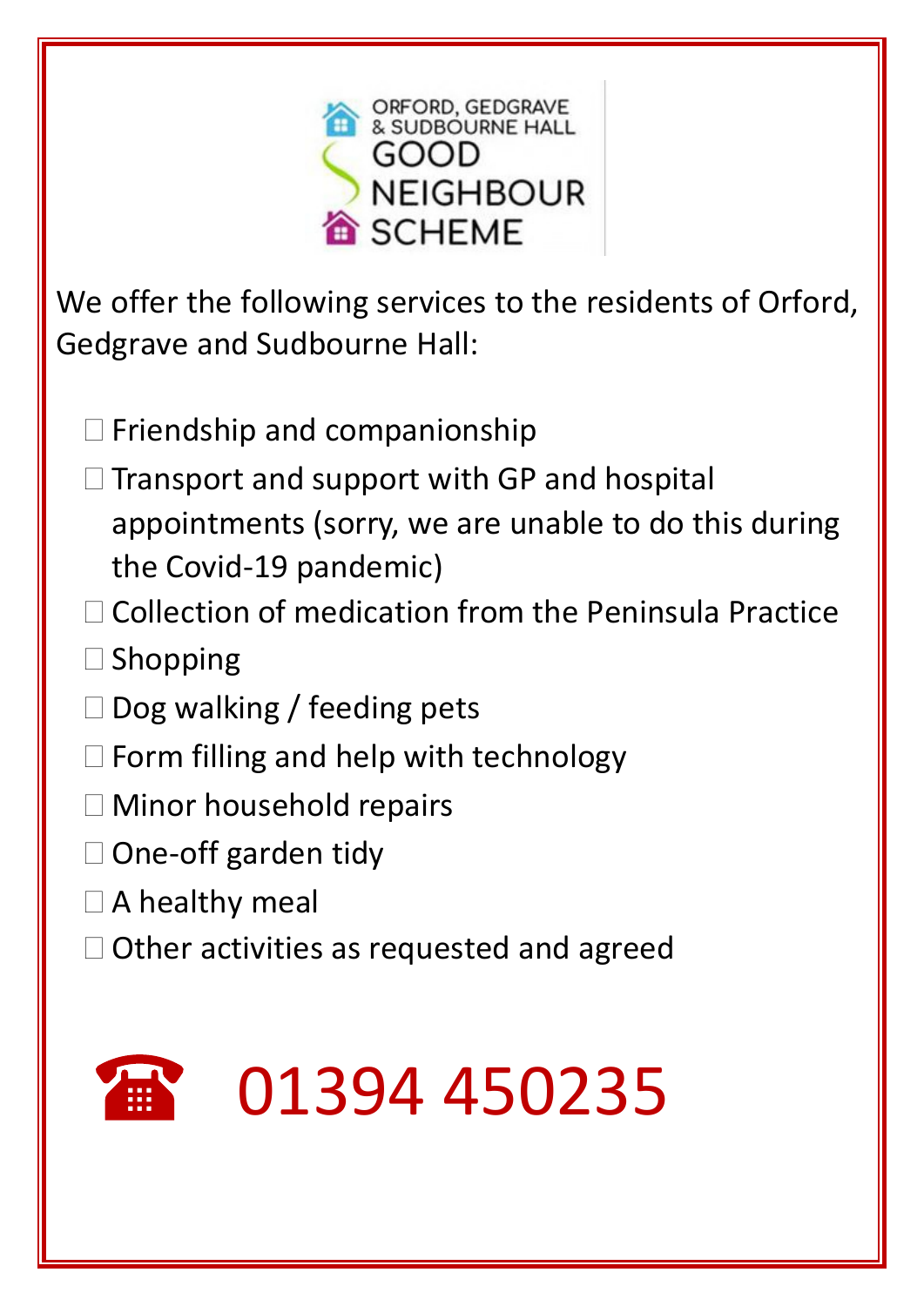ORFORD, GEDGRAVE & SUDBOURNE HALL

# GOOD NEIGHBOUR SCHEME

We offer the following services to the residents of Orford, Gedgrave and Sudbourne Hall:

- Friendship and companionship
- Transport and support with GP and hospital appointments (sorry, we are unable to do this during the Covid-19 pandemic)
- Collection of medication from the Peninsula Practice
- Shopping
- Dog walking / feeding pets
- Form filling and help with technology
- Minor household repairs
- One-off garden tidy
- A healthy meal
- Other activities as requested and agreed

☎ 01394 450235